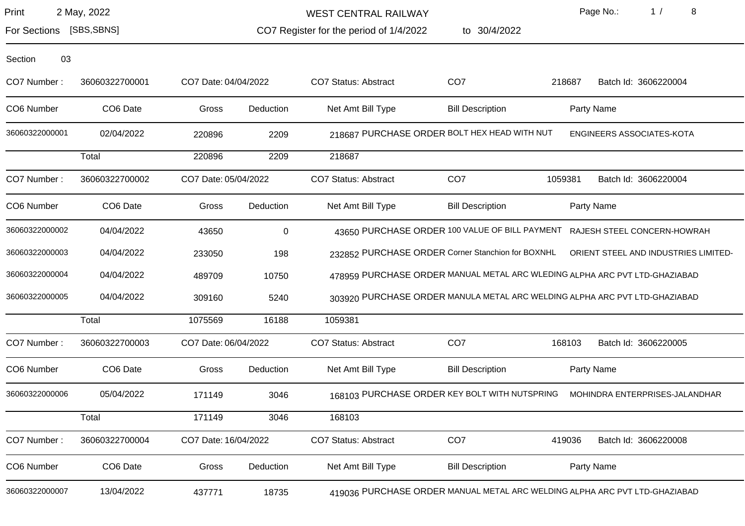# WEST CENTRAL RAILWAY

Print 2 May, 2022

For Sections [SBS,SBNS]

CO7 Register for the period of 1/4/2022 to 30/4/2022

Section 03

**CO7 Number :** 36060322700001 | **CO7 Date:** 04/04/2022 | **CO7 Status:** Abstract | CO7 218687 | **Batch Id:** 3606220004

| CO6 Number | CO6 Date | Gross | Deduction | Net Amt | Bill Type | Bill Description | Party Name |
|---|---|---|---|---|---|---|---|
| 36060322000001 | 02/04/2022 | 220896 | 2209 | 218687 | PURCHASE ORDER | BOLT HEX HEAD WITH NUT | ENGINEERS ASSOCIATES-KOTA |
| | Total | 220896 | 2209 | 218687 | | | |

**CO7 Number :** 36060322700002 | **CO7 Date:** 05/04/2022 | **CO7 Status:** Abstract | CO7 1059381 | **Batch Id:** 3606220004

| CO6 Number | CO6 Date | Gross | Deduction | Net Amt | Bill Type | Bill Description | Party Name |
|---|---|---|---|---|---|---|---|
| 36060322000002 | 04/04/2022 | 43650 | 0 | 43650 | PURCHASE ORDER | 100 VALUE OF BILL PAYMENT | RAJESH STEEL CONCERN-HOWRAH |
| 36060322000003 | 04/04/2022 | 233050 | 198 | 232852 | PURCHASE ORDER | Corner Stanchion for BOXNHL | ORIENT STEEL AND INDUSTRIES LIMITED- |
| 36060322000004 | 04/04/2022 | 489709 | 10750 | 478959 | PURCHASE ORDER | MANUAL METAL ARC WLEDING | ALPHA ARC PVT LTD-GHAZIABAD |
| 36060322000005 | 04/04/2022 | 309160 | 5240 | 303920 | PURCHASE ORDER | MANULA METAL ARC WELDING | ALPHA ARC PVT LTD-GHAZIABAD |
| | Total | 1075569 | 16188 | 1059381 | | | |

**CO7 Number :** 36060322700003 | **CO7 Date:** 06/04/2022 | **CO7 Status:** Abstract | CO7 168103 | **Batch Id:** 3606220005

| CO6 Number | CO6 Date | Gross | Deduction | Net Amt | Bill Type | Bill Description | Party Name |
|---|---|---|---|---|---|---|---|
| 36060322000006 | 05/04/2022 | 171149 | 3046 | 168103 | PURCHASE ORDER | KEY BOLT WITH NUTSPRING | MOHINDRA ENTERPRISES-JALANDHAR |
| | Total | 171149 | 3046 | 168103 | | | |

**CO7 Number :** 36060322700004 | **CO7 Date:** 16/04/2022 | **CO7 Status:** Abstract | CO7 419036 | **Batch Id:** 3606220008

| CO6 Number | CO6 Date | Gross | Deduction | Net Amt | Bill Type | Bill Description | Party Name |
|---|---|---|---|---|---|---|---|
| 36060322000007 | 13/04/2022 | 437771 | 18735 | 419036 | PURCHASE ORDER | MANUAL METAL ARC WELDING | ALPHA ARC PVT LTD-GHAZIABAD |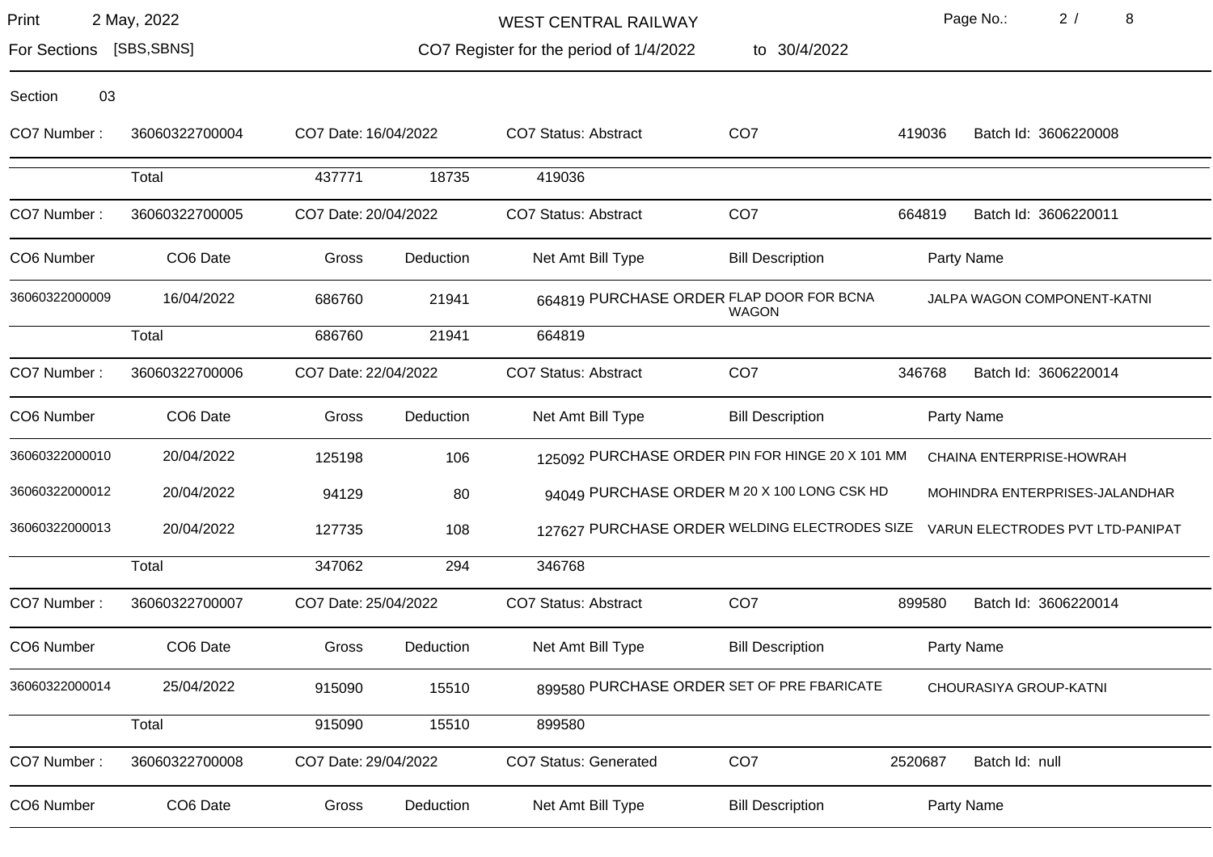WEST CENTRAL RAILWAY

For Sections [SBS,SBNS]

CO7 Register for the period of 1/4/2022 to 30/4/2022

Print 2 May, 2022

Section 03

CO7 Number : 36060322700004 | CO7 Date: 16/04/2022 | CO7 Status: Abstract | CO7 419036 | Batch Id: 3606220008

| | Total | 437771 | 18735 | 419036 | | |
|---|---|---|---|---|---|---|

CO7 Number : 36060322700005 | CO7 Date: 20/04/2022 | CO7 Status: Abstract | CO7 664819 | Batch Id: 3606220011

| CO6 Number | CO6 Date | Gross | Deduction | Net Amt | Bill Type | Bill Description | Party Name |
|---|---|---|---|---|---|---|---|
| 36060322000009 | 16/04/2022 | 686760 | 21941 | 664819 | PURCHASE ORDER | FLAP DOOR FOR BCNA WAGON | JALPA WAGON COMPONENT-KATNI |
| | Total | 686760 | 21941 | 664819 | | | |

CO7 Number : 36060322700006 | CO7 Date: 22/04/2022 | CO7 Status: Abstract | CO7 346768 | Batch Id: 3606220014

| CO6 Number | CO6 Date | Gross | Deduction | Net Amt | Bill Type | Bill Description | Party Name |
|---|---|---|---|---|---|---|---|
| 36060322000010 | 20/04/2022 | 125198 | 106 | 125092 | PURCHASE ORDER | PIN FOR HINGE 20 X 101 MM | CHAINA ENTERPRISE-HOWRAH |
| 36060322000012 | 20/04/2022 | 94129 | 80 | 94049 | PURCHASE ORDER | M 20 X 100 LONG CSK HD | MOHINDRA ENTERPRISES-JALANDHAR |
| 36060322000013 | 20/04/2022 | 127735 | 108 | 127627 | PURCHASE ORDER | WELDING ELECTRODES SIZE | VARUN ELECTRODES PVT LTD-PANIPAT |
| | Total | 347062 | 294 | 346768 | | | |

CO7 Number : 36060322700007 | CO7 Date: 25/04/2022 | CO7 Status: Abstract | CO7 899580 | Batch Id: 3606220014

| CO6 Number | CO6 Date | Gross | Deduction | Net Amt | Bill Type | Bill Description | Party Name |
|---|---|---|---|---|---|---|---|
| 36060322000014 | 25/04/2022 | 915090 | 15510 | 899580 | PURCHASE ORDER | SET OF PRE FBARICATE | CHOURASIYA GROUP-KATNI |
| | Total | 915090 | 15510 | 899580 | | | |

CO7 Number : 36060322700008 | CO7 Date: 29/04/2022 | CO7 Status: Generated | CO7 2520687 | Batch Id: null

| CO6 Number | CO6 Date | Gross | Deduction | Net Amt | Bill Type | Bill Description | Party Name |
|---|---|---|---|---|---|---|---|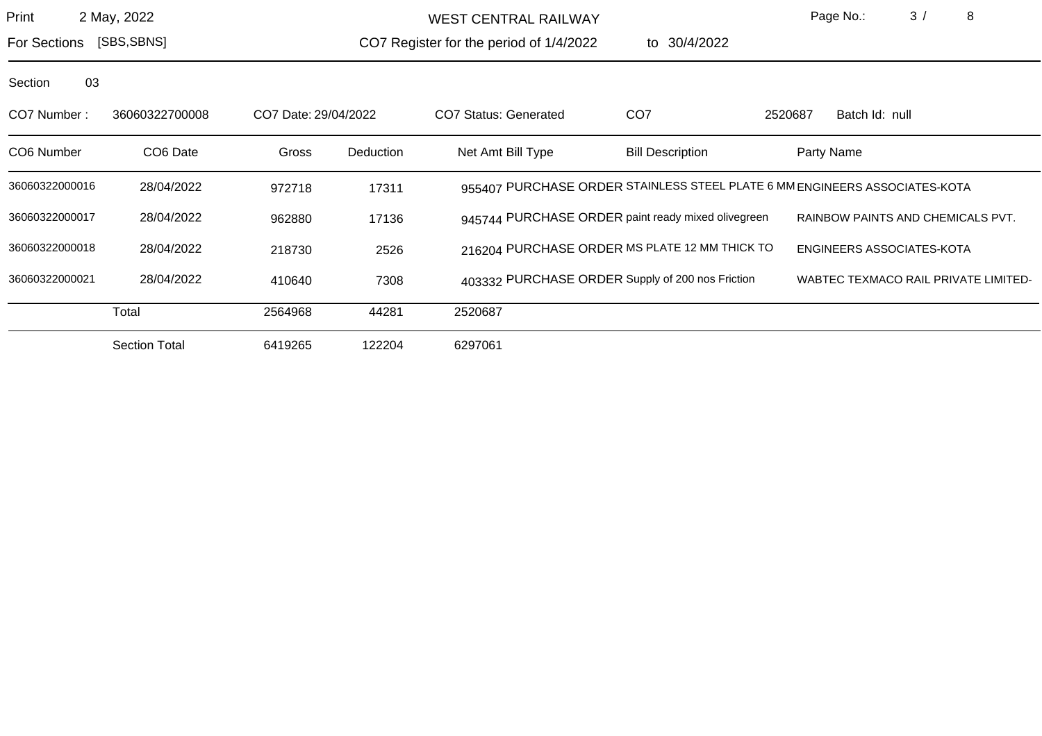Print 2 May, 2022 — WEST CENTRAL RAILWAY

For Sections [SBS,SBNS] — CO7 Register for the period of 1/4/2022 to 30/4/2022

Section 03

CO7 Number : 36060322700008 | CO7 Date: 29/04/2022 | CO7 Status: Generated | CO7 2520687 | Batch Id: null

| CO6 Number | CO6 Date | Gross | Deduction | Net Amt | Bill Type | Bill Description | Party Name |
|---|---|---|---|---|---|---|---|
| 36060322000016 | 28/04/2022 | 972718 | 17311 | 955407 | PURCHASE ORDER | STAINLESS STEEL PLATE 6 MM | ENGINEERS ASSOCIATES-KOTA |
| 36060322000017 | 28/04/2022 | 962880 | 17136 | 945744 | PURCHASE ORDER | paint ready mixed olivegreen | RAINBOW PAINTS AND CHEMICALS PVT. |
| 36060322000018 | 28/04/2022 | 218730 | 2526 | 216204 | PURCHASE ORDER | MS PLATE 12 MM THICK TO | ENGINEERS ASSOCIATES-KOTA |
| 36060322000021 | 28/04/2022 | 410640 | 7308 | 403332 | PURCHASE ORDER | Supply of 200 nos Friction | WABTEC TEXMACO RAIL PRIVATE LIMITED- |
| | Total | 2564968 | 44281 | 2520687 | | | |
| | Section Total | 6419265 | 122204 | 6297061 | | | |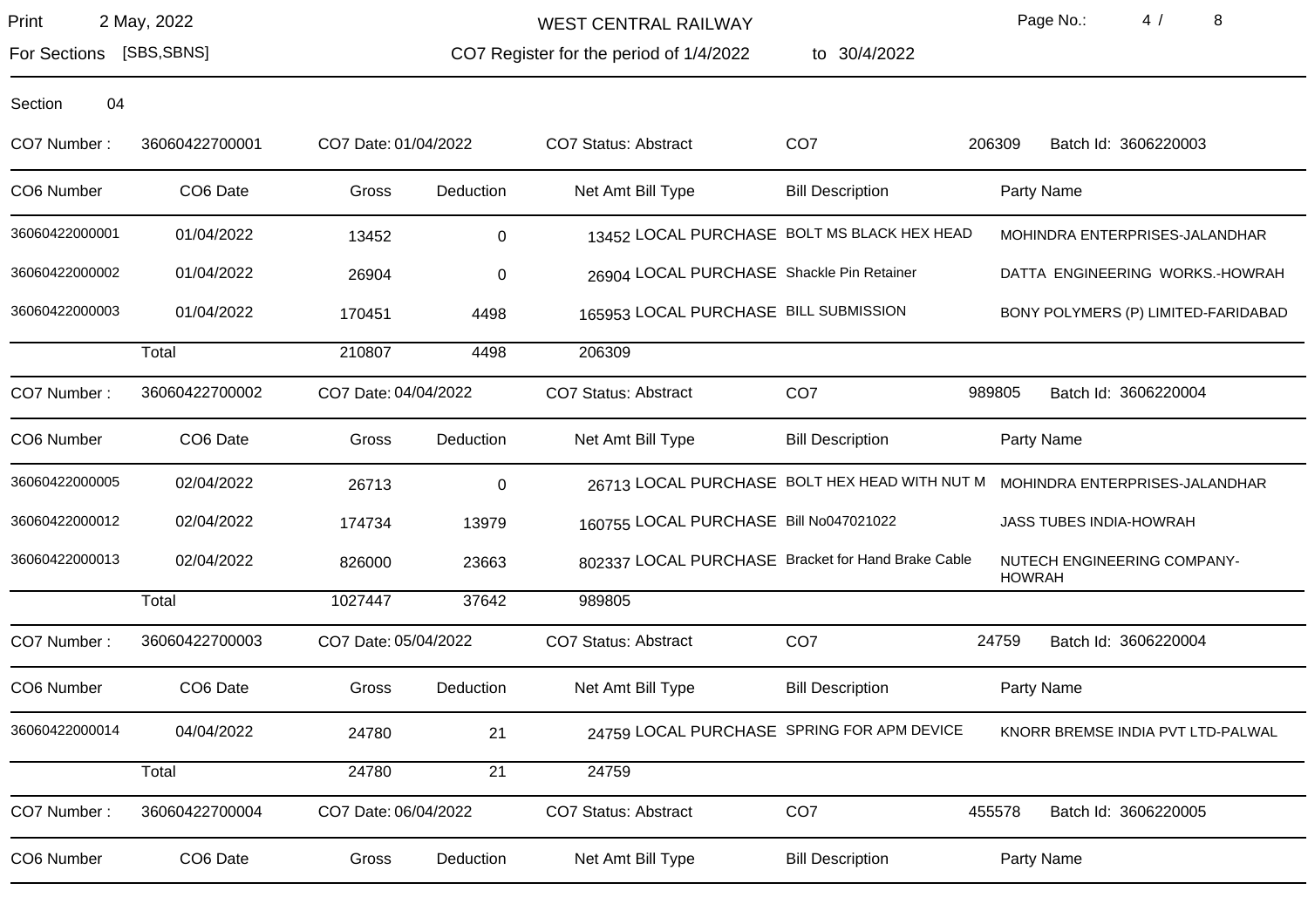Print 2 May, 2022

For Sections [SBS,SBNS]

# WEST CENTRAL RAILWAY

## CO7 Register for the period of 1/4/2022 to 30/4/2022

Section 04

CO7 Number : 36060422700001 CO7 Date: 01/04/2022 CO7 Status: Abstract CO7 206309 Batch Id: 3606220003

| CO6 Number | CO6 Date | Gross | Deduction | Net Amt | Bill Type | Bill Description | Party Name |
|---|---|---|---|---|---|---|---|
| 36060422000001 | 01/04/2022 | 13452 | 0 | 13452 | LOCAL PURCHASE | BOLT MS BLACK HEX HEAD | MOHINDRA ENTERPRISES-JALANDHAR |
| 36060422000002 | 01/04/2022 | 26904 | 0 | 26904 | LOCAL PURCHASE | Shackle Pin Retainer | DATTA ENGINEERING WORKS.-HOWRAH |
| 36060422000003 | 01/04/2022 | 170451 | 4498 | 165953 | LOCAL PURCHASE | BILL SUBMISSION | BONY POLYMERS (P) LIMITED-FARIDABAD |
| | Total | 210807 | 4498 | 206309 | | | |

CO7 Number : 36060422700002 CO7 Date: 04/04/2022 CO7 Status: Abstract CO7 989805 Batch Id: 3606220004

| CO6 Number | CO6 Date | Gross | Deduction | Net Amt | Bill Type | Bill Description | Party Name |
|---|---|---|---|---|---|---|---|
| 36060422000005 | 02/04/2022 | 26713 | 0 | 26713 | LOCAL PURCHASE | BOLT HEX HEAD WITH NUT M | MOHINDRA ENTERPRISES-JALANDHAR |
| 36060422000012 | 02/04/2022 | 174734 | 13979 | 160755 | LOCAL PURCHASE | Bill No047021022 | JASS TUBES INDIA-HOWRAH |
| 36060422000013 | 02/04/2022 | 826000 | 23663 | 802337 | LOCAL PURCHASE | Bracket for Hand Brake Cable | NUTECH ENGINEERING COMPANY-HOWRAH |
| | Total | 1027447 | 37642 | 989805 | | | |

CO7 Number : 36060422700003 CO7 Date: 05/04/2022 CO7 Status: Abstract CO7 24759 Batch Id: 3606220004

| CO6 Number | CO6 Date | Gross | Deduction | Net Amt | Bill Type | Bill Description | Party Name |
|---|---|---|---|---|---|---|---|
| 36060422000014 | 04/04/2022 | 24780 | 21 | 24759 | LOCAL PURCHASE | SPRING FOR APM DEVICE | KNORR BREMSE INDIA PVT LTD-PALWAL |
| | Total | 24780 | 21 | 24759 | | | |

CO7 Number : 36060422700004 CO7 Date: 06/04/2022 CO7 Status: Abstract CO7 455578 Batch Id: 3606220005

| CO6 Number | CO6 Date | Gross | Deduction | Net Amt | Bill Type | Bill Description | Party Name |
|---|---|---|---|---|---|---|---|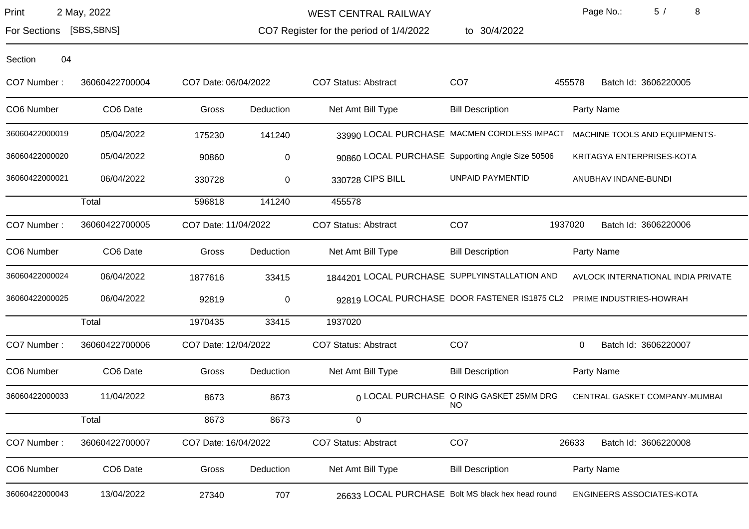Print 2 May, 2022 — WEST CENTRAL RAILWAY

For Sections [SBS,SBNS] — CO7 Register for the period of 1/4/2022 to 30/4/2022

Section 04

CO7 Number : 36060422700004 CO7 Date: 06/04/2022 CO7 Status: Abstract CO7 455578 Batch Id: 3606220005

| CO6 Number | CO6 Date | Gross | Deduction | Net Amt | Bill Type | Bill Description | Party Name |
|---|---|---|---|---|---|---|---|
| 36060422000019 | 05/04/2022 | 175230 | 141240 | 33990 | LOCAL PURCHASE | MACMEN CORDLESS IMPACT | MACHINE TOOLS AND EQUIPMENTS- |
| 36060422000020 | 05/04/2022 | 90860 | 0 | 90860 | LOCAL PURCHASE | Supporting Angle Size 50506 | KRITAGYA ENTERPRISES-KOTA |
| 36060422000021 | 06/04/2022 | 330728 | 0 | 330728 | CIPS BILL | UNPAID PAYMENTID | ANUBHAV INDANE-BUNDI |
| | Total | 596818 | 141240 | 455578 | | | |

CO7 Number : 36060422700005 CO7 Date: 11/04/2022 CO7 Status: Abstract CO7 1937020 Batch Id: 3606220006

| CO6 Number | CO6 Date | Gross | Deduction | Net Amt | Bill Type | Bill Description | Party Name |
|---|---|---|---|---|---|---|---|
| 36060422000024 | 06/04/2022 | 1877616 | 33415 | 1844201 | LOCAL PURCHASE | SUPPLYINSTALLATION AND | AVLOCK INTERNATIONAL INDIA PRIVATE |
| 36060422000025 | 06/04/2022 | 92819 | 0 | 92819 | LOCAL PURCHASE | DOOR FASTENER IS1875 CL2 | PRIME INDUSTRIES-HOWRAH |
| | Total | 1970435 | 33415 | 1937020 | | | |

CO7 Number : 36060422700006 CO7 Date: 12/04/2022 CO7 Status: Abstract CO7 0 Batch Id: 3606220007

| CO6 Number | CO6 Date | Gross | Deduction | Net Amt | Bill Type | Bill Description | Party Name |
|---|---|---|---|---|---|---|---|
| 36060422000033 | 11/04/2022 | 8673 | 8673 | 0 | LOCAL PURCHASE | O RING GASKET 25MM DRG NO | CENTRAL GASKET COMPANY-MUMBAI |
| | Total | 8673 | 8673 | 0 | | | |

CO7 Number : 36060422700007 CO7 Date: 16/04/2022 CO7 Status: Abstract CO7 26633 Batch Id: 3606220008

| CO6 Number | CO6 Date | Gross | Deduction | Net Amt | Bill Type | Bill Description | Party Name |
|---|---|---|---|---|---|---|---|
| 36060422000043 | 13/04/2022 | 27340 | 707 | 26633 | LOCAL PURCHASE | Bolt MS black hex head round | ENGINEERS ASSOCIATES-KOTA |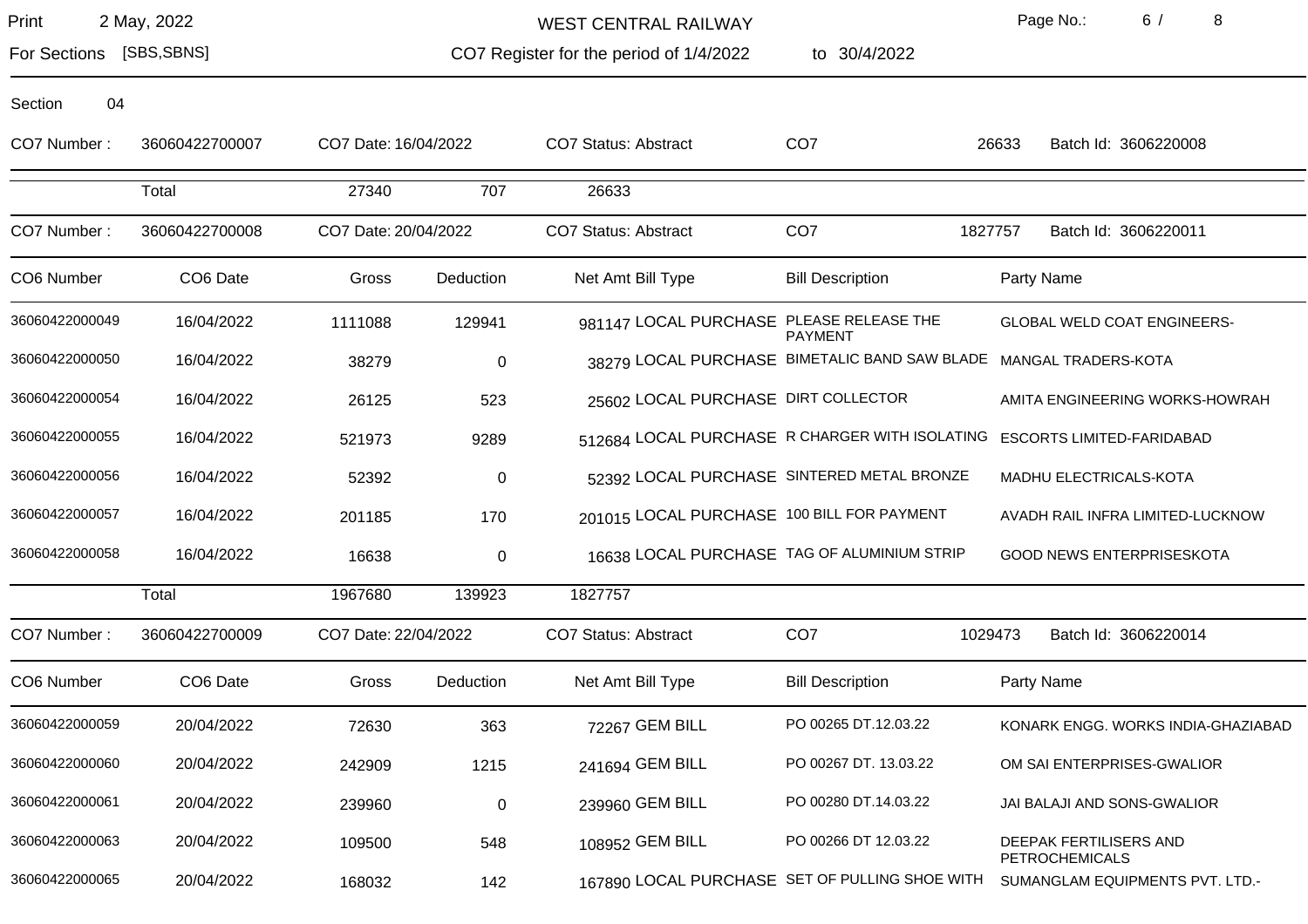WEST CENTRAL RAILWAY

Print 2 May, 2022

For Sections [SBS,SBNS]

CO7 Register for the period of 1/4/2022 to 30/4/2022

Section 04

CO7 Number : 36060422700007 CO7 Date: 16/04/2022 CO7 Status: Abstract CO7 26633 Batch Id: 3606220008

| | Total | 27340 | 707 | 26633 |
|---|---|---|---|---|

CO7 Number : 36060422700008 CO7 Date: 20/04/2022 CO7 Status: Abstract CO7 1827757 Batch Id: 3606220011

| CO6 Number | CO6 Date | Gross | Deduction | Net Amt | Bill Type | Bill Description | Party Name |
|---|---|---|---|---|---|---|---|
| 36060422000049 | 16/04/2022 | 1111088 | 129941 | 981147 | LOCAL PURCHASE | PLEASE RELEASE THE PAYMENT | GLOBAL WELD COAT ENGINEERS- |
| 36060422000050 | 16/04/2022 | 38279 | 0 | 38279 | LOCAL PURCHASE | BIMETALIC BAND SAW BLADE | MANGAL TRADERS-KOTA |
| 36060422000054 | 16/04/2022 | 26125 | 523 | 25602 | LOCAL PURCHASE | DIRT COLLECTOR | AMITA ENGINEERING WORKS-HOWRAH |
| 36060422000055 | 16/04/2022 | 521973 | 9289 | 512684 | LOCAL PURCHASE | R CHARGER WITH ISOLATING | ESCORTS LIMITED-FARIDABAD |
| 36060422000056 | 16/04/2022 | 52392 | 0 | 52392 | LOCAL PURCHASE | SINTERED METAL BRONZE | MADHU ELECTRICALS-KOTA |
| 36060422000057 | 16/04/2022 | 201185 | 170 | 201015 | LOCAL PURCHASE | 100 BILL FOR PAYMENT | AVADH RAIL INFRA LIMITED-LUCKNOW |
| 36060422000058 | 16/04/2022 | 16638 | 0 | 16638 | LOCAL PURCHASE | TAG OF ALUMINIUM STRIP | GOOD NEWS ENTERPRISESKOTA |
| | Total | 1967680 | 139923 | 1827757 | | | |

CO7 Number : 36060422700009 CO7 Date: 22/04/2022 CO7 Status: Abstract CO7 1029473 Batch Id: 3606220014

| CO6 Number | CO6 Date | Gross | Deduction | Net Amt | Bill Type | Bill Description | Party Name |
|---|---|---|---|---|---|---|---|
| 36060422000059 | 20/04/2022 | 72630 | 363 | 72267 | GEM BILL | PO 00265 DT.12.03.22 | KONARK ENGG. WORKS INDIA-GHAZIABAD |
| 36060422000060 | 20/04/2022 | 242909 | 1215 | 241694 | GEM BILL | PO 00267 DT. 13.03.22 | OM SAI ENTERPRISES-GWALIOR |
| 36060422000061 | 20/04/2022 | 239960 | 0 | 239960 | GEM BILL | PO 00280 DT.14.03.22 | JAI BALAJI AND SONS-GWALIOR |
| 36060422000063 | 20/04/2022 | 109500 | 548 | 108952 | GEM BILL | PO 00266 DT 12.03.22 | DEEPAK FERTILISERS AND PETROCHEMICALS |
| 36060422000065 | 20/04/2022 | 168032 | 142 | 167890 | LOCAL PURCHASE | SET OF PULLING SHOE WITH | SUMANGLAM EQUIPMENTS PVT. LTD.- |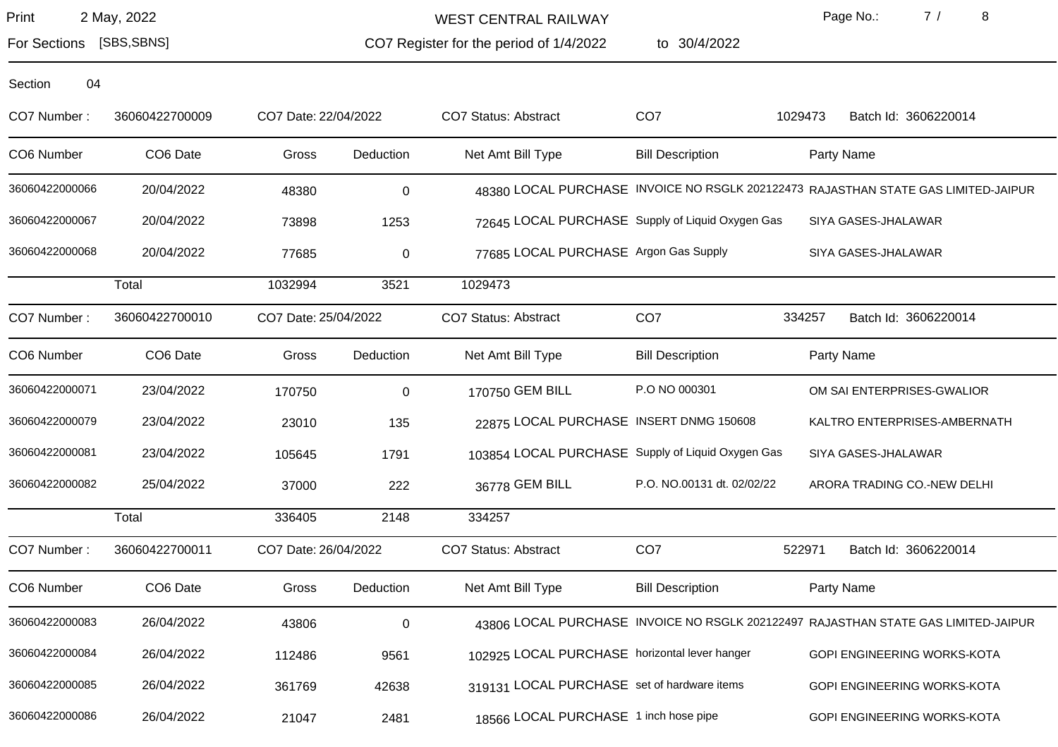WEST CENTRAL RAILWAY

Print 2 May, 2022

For Sections [SBS,SBNS]

CO7 Register for the period of 1/4/2022 to 30/4/2022

Section 04

CO7 Number : 36060422700009 CO7 Date: 22/04/2022 CO7 Status: Abstract CO7 1029473 Batch Id: 3606220014

| CO6 Number | CO6 Date | Gross | Deduction | Net Amt | Bill Type | Bill Description | Party Name |
|---|---|---|---|---|---|---|---|
| 36060422000066 | 20/04/2022 | 48380 | 0 | 48380 | LOCAL PURCHASE | INVOICE NO RSGLK 202122473 | RAJASTHAN STATE GAS LIMITED-JAIPUR |
| 36060422000067 | 20/04/2022 | 73898 | 1253 | 72645 | LOCAL PURCHASE | Supply of Liquid Oxygen Gas | SIYA GASES-JHALAWAR |
| 36060422000068 | 20/04/2022 | 77685 | 0 | 77685 | LOCAL PURCHASE | Argon Gas Supply | SIYA GASES-JHALAWAR |
| | Total | 1032994 | 3521 | 1029473 | | | |

CO7 Number : 36060422700010 CO7 Date: 25/04/2022 CO7 Status: Abstract CO7 334257 Batch Id: 3606220014

| CO6 Number | CO6 Date | Gross | Deduction | Net Amt | Bill Type | Bill Description | Party Name |
|---|---|---|---|---|---|---|---|
| 36060422000071 | 23/04/2022 | 170750 | 0 | 170750 | GEM BILL | P.O NO 000301 | OM SAI ENTERPRISES-GWALIOR |
| 36060422000079 | 23/04/2022 | 23010 | 135 | 22875 | LOCAL PURCHASE | INSERT DNMG 150608 | KALTRO ENTERPRISES-AMBERNATH |
| 36060422000081 | 23/04/2022 | 105645 | 1791 | 103854 | LOCAL PURCHASE | Supply of Liquid Oxygen Gas | SIYA GASES-JHALAWAR |
| 36060422000082 | 25/04/2022 | 37000 | 222 | 36778 | GEM BILL | P.O. NO.00131 dt. 02/02/22 | ARORA TRADING CO.-NEW DELHI |
| | Total | 336405 | 2148 | 334257 | | | |

CO7 Number : 36060422700011 CO7 Date: 26/04/2022 CO7 Status: Abstract CO7 522971 Batch Id: 3606220014

| CO6 Number | CO6 Date | Gross | Deduction | Net Amt | Bill Type | Bill Description | Party Name |
|---|---|---|---|---|---|---|---|
| 36060422000083 | 26/04/2022 | 43806 | 0 | 43806 | LOCAL PURCHASE | INVOICE NO RSGLK 202122497 | RAJASTHAN STATE GAS LIMITED-JAIPUR |
| 36060422000084 | 26/04/2022 | 112486 | 9561 | 102925 | LOCAL PURCHASE | horizontal lever hanger | GOPI ENGINEERING WORKS-KOTA |
| 36060422000085 | 26/04/2022 | 361769 | 42638 | 319131 | LOCAL PURCHASE | set of hardware items | GOPI ENGINEERING WORKS-KOTA |
| 36060422000086 | 26/04/2022 | 21047 | 2481 | 18566 | LOCAL PURCHASE | 1 inch hose pipe | GOPI ENGINEERING WORKS-KOTA |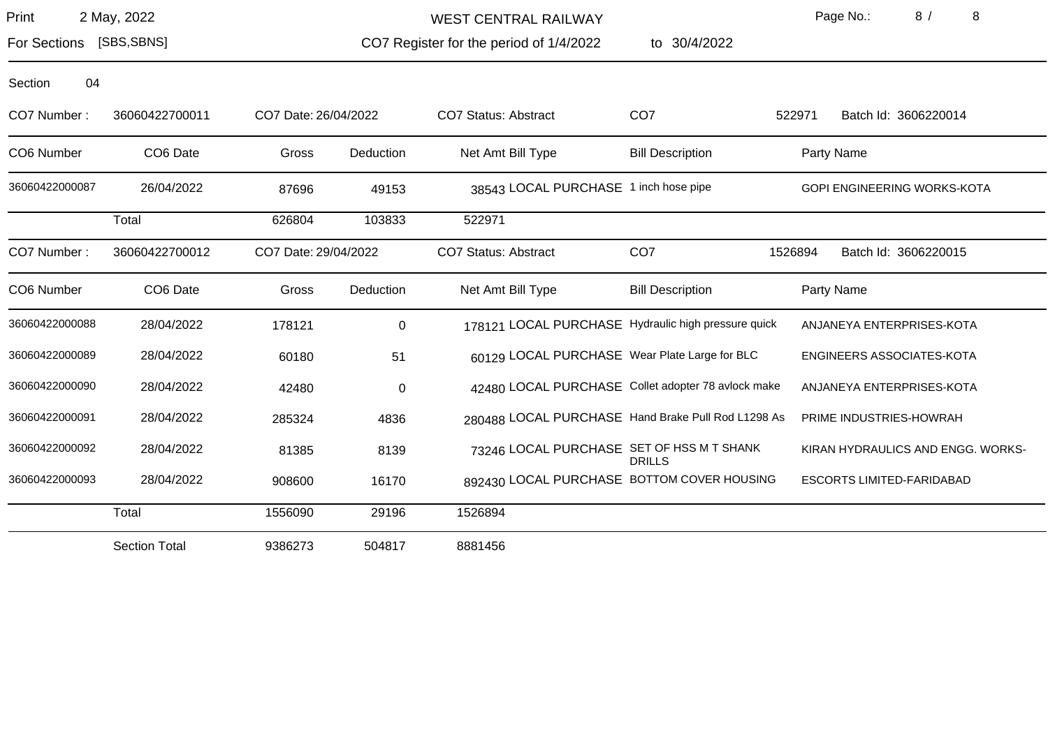Print 2 May, 2022 — WEST CENTRAL RAILWAY

For Sections [SBS,SBNS] — CO7 Register for the period of 1/4/2022 to 30/4/2022

Section 04

CO7 Number : 36060422700011 | CO7 Date: 26/04/2022 | CO7 Status: Abstract | CO7 522971 | Batch Id: 3606220014

| CO6 Number | CO6 Date | Gross | Deduction | Net Amt | Bill Type | Bill Description | Party Name |
|---|---|---|---|---|---|---|---|
| 36060422000087 | 26/04/2022 | 87696 | 49153 | 38543 | LOCAL PURCHASE | 1 inch hose pipe | GOPI ENGINEERING WORKS-KOTA |
| | Total | 626804 | 103833 | 522971 | | | |

CO7 Number : 36060422700012 | CO7 Date: 29/04/2022 | CO7 Status: Abstract | CO7 1526894 | Batch Id: 3606220015

| CO6 Number | CO6 Date | Gross | Deduction | Net Amt | Bill Type | Bill Description | Party Name |
|---|---|---|---|---|---|---|---|
| 36060422000088 | 28/04/2022 | 178121 | 0 | 178121 | LOCAL PURCHASE | Hydraulic high pressure quick | ANJANEYA ENTERPRISES-KOTA |
| 36060422000089 | 28/04/2022 | 60180 | 51 | 60129 | LOCAL PURCHASE | Wear Plate Large for BLC | ENGINEERS ASSOCIATES-KOTA |
| 36060422000090 | 28/04/2022 | 42480 | 0 | 42480 | LOCAL PURCHASE | Collet adopter 78 avlock make | ANJANEYA ENTERPRISES-KOTA |
| 36060422000091 | 28/04/2022 | 285324 | 4836 | 280488 | LOCAL PURCHASE | Hand Brake Pull Rod L1298 As | PRIME INDUSTRIES-HOWRAH |
| 36060422000092 | 28/04/2022 | 81385 | 8139 | 73246 | LOCAL PURCHASE | SET OF HSS M T SHANK DRILLS | KIRAN HYDRAULICS AND ENGG. WORKS- |
| 36060422000093 | 28/04/2022 | 908600 | 16170 | 892430 | LOCAL PURCHASE | BOTTOM COVER HOUSING | ESCORTS LIMITED-FARIDABAD |
| | Total | 1556090 | 29196 | 1526894 | | | |
| | Section Total | 9386273 | 504817 | 8881456 | | | |